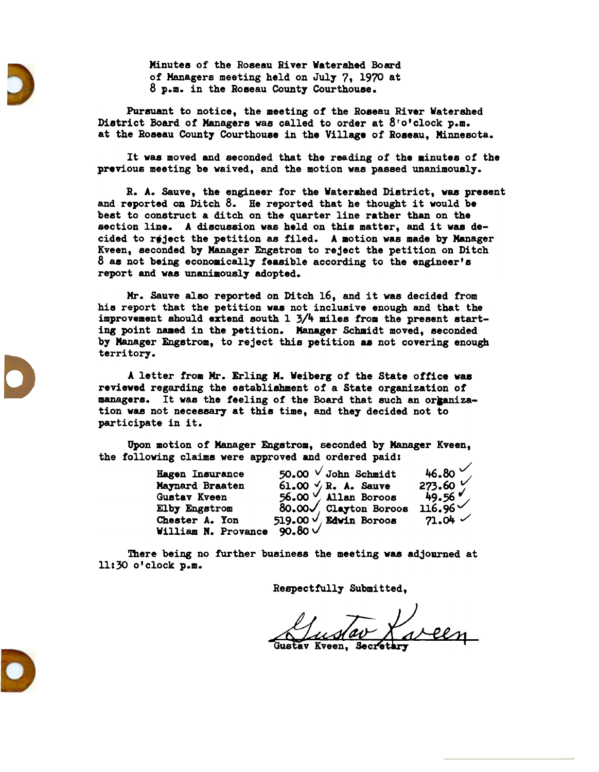Minutes of the Roseau River Watershed Board of Managers meeting held on July 7, 1970 at 8 p.m. in the Roseau County Courthouse.

Pursuant to notice, the meeting of the Roseau River Watershed District Board of Managers was called to order at 8 o'clock p.m. at the Roseau County Courthouse in the Village of Roseau, Minnesota.

It was moved and seconded that the reading of the minutes of the previous meeting be waived, and the motion was passed unanimously.

R. A. Sauve, the engineer for the Watershed District, was present and reported on Ditch 8. He reported that he thought it would be best to construct a ditch on the quarter line rather than on the section line. A discussion was held on this matter, and it was decided to reject the petition as filed. A motion was made by Manager Kveen, seconded by Manager Engstrom to reject the petition on Ditch 8 as not being economically feasible according to the engineer's report and was unanimously adopted.

Mr. Sauve also reported on Ditch 16, and it was decided from his report that the petition was not inclusive enough and that the improvement should extend south 1 3/4 miles from the present starting point named in the petition. Manager Schmidt moved, seconded by Manager Engstrom, to reject this petition as not covering enough territory.

A letter from Mr. Erling M. Weiberg of the State office was reviewed regarding the establishment of a State organization of managers. It was the feeling of the Board that such an organization was not necessary at this time, and they decided not to participate in it.

Upon motion of Manager Engstrom, seconded by Manager Kveen, the following claims were approved and ordered paid:

| | | | |
|---|---|---|---|
| Hagen Insurance | 50.00 ✓ | John Schmidt | 46.80 ✓ |
| Maynard Braaten | 61.00 ✓ | R. A. Sauve | 273.60 ✓ |
| Gustav Kveen | 56.00 ✓ | Allan Boroos | 49.56 ✓ |
| Elby Engstrom | 80.00 ✓ | Clayton Boroos | 116.96 ✓ |
| Chester A. Yon | 519.00 ✓ | Edwin Boroos | 71.04 ✓ |
| William N. Provance | 90.80 ✓ | | |

There being no further business the meeting was adjourned at 11:30 o'clock p.m.

Respectfully Submitted,

Gustav Kveen

Gustav Kveen, Secretary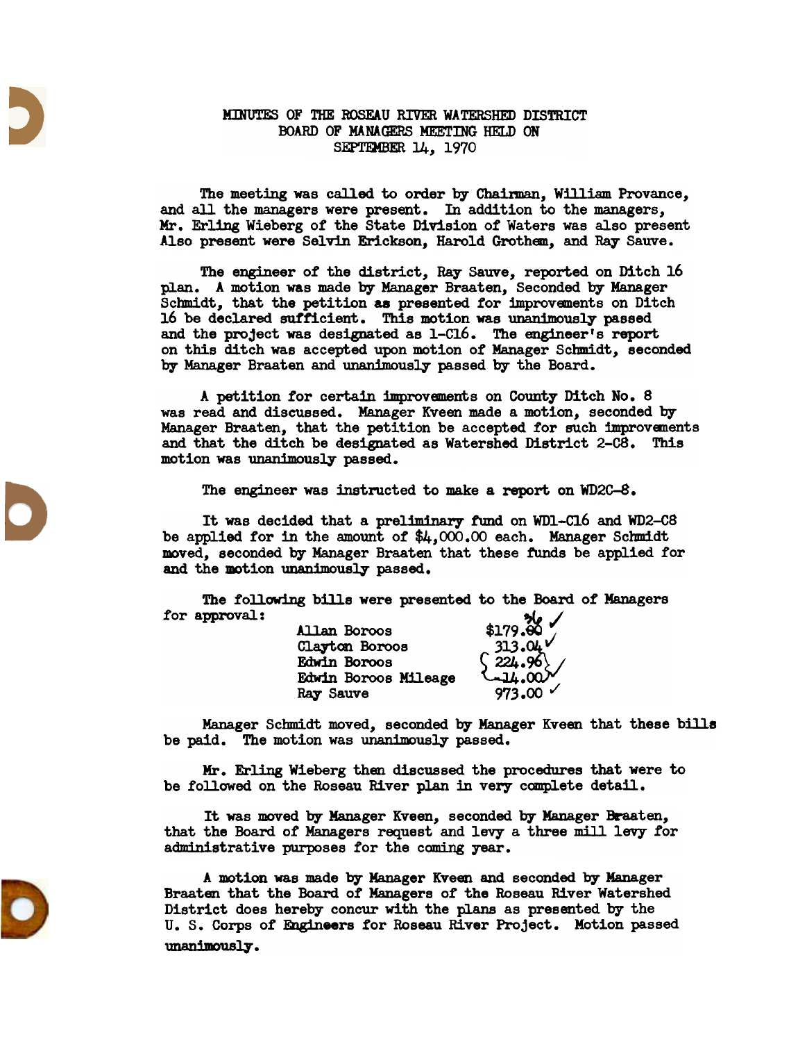MINUTES OF THE ROSEAU RIVER WATERSHED DISTRICT
BOARD OF MANAGERS MEETING HELD ON
SEPTEMBER 14, 1970

The meeting was called to order by Chairman, William Provance, and all the managers were present. In addition to the managers, Mr. Erling Wieberg of the State Division of Waters was also present Also present were Selvin Erickson, Harold Grothem, and Ray Sauve.

The engineer of the district, Ray Sauve, reported on Ditch 16 plan. A motion was made by Manager Braaten, Seconded by Manager Schmidt, that the petition as presented for improvements on Ditch 16 be declared sufficient. This motion was unanimously passed and the project was designated as 1-C16. The engineer's report on this ditch was accepted upon motion of Manager Schmidt, seconded by Manager Braaten and unanimously passed by the Board.

A petition for certain improvements on County Ditch No. 8 was read and discussed. Manager Kveen made a motion, seconded by Manager Braaten, that the petition be accepted for such improvements and that the ditch be designated as Watershed District 2-C8. This motion was unanimously passed.

The engineer was instructed to make a report on WD2C-8.

It was decided that a preliminary fund on WD1-C16 and WD2-C8 be applied for in the amount of $4,000.00 each. Manager Schmidt moved, seconded by Manager Braaten that these funds be applied for and the motion unanimously passed.

The following bills were presented to the Board of Managers for approval:

| | |
|---|---|
| Allan Boroos | $179.36 ✓ |
| Clayton Boroos | 313.04 ✓ |
| Edwin Boroos | 224.96 |
| Edwin Boroos Mileage | 14.00 ✓ |
| Ray Sauve | 973.00 ✓ |

Manager Schmidt moved, seconded by Manager Kveen that these bills be paid. The motion was unanimously passed.

Mr. Erling Wieberg then discussed the procedures that were to be followed on the Roseau River plan in very complete detail.

It was moved by Manager Kveen, seconded by Manager Braaten, that the Board of Managers request and levy a three mill levy for administrative purposes for the coming year.

A motion was made by Manager Kveen and seconded by Manager Braaten that the Board of Managers of the Roseau River Watershed District does hereby concur with the plans as presented by the U. S. Corps of Engineers for Roseau River Project. Motion passed unanimously.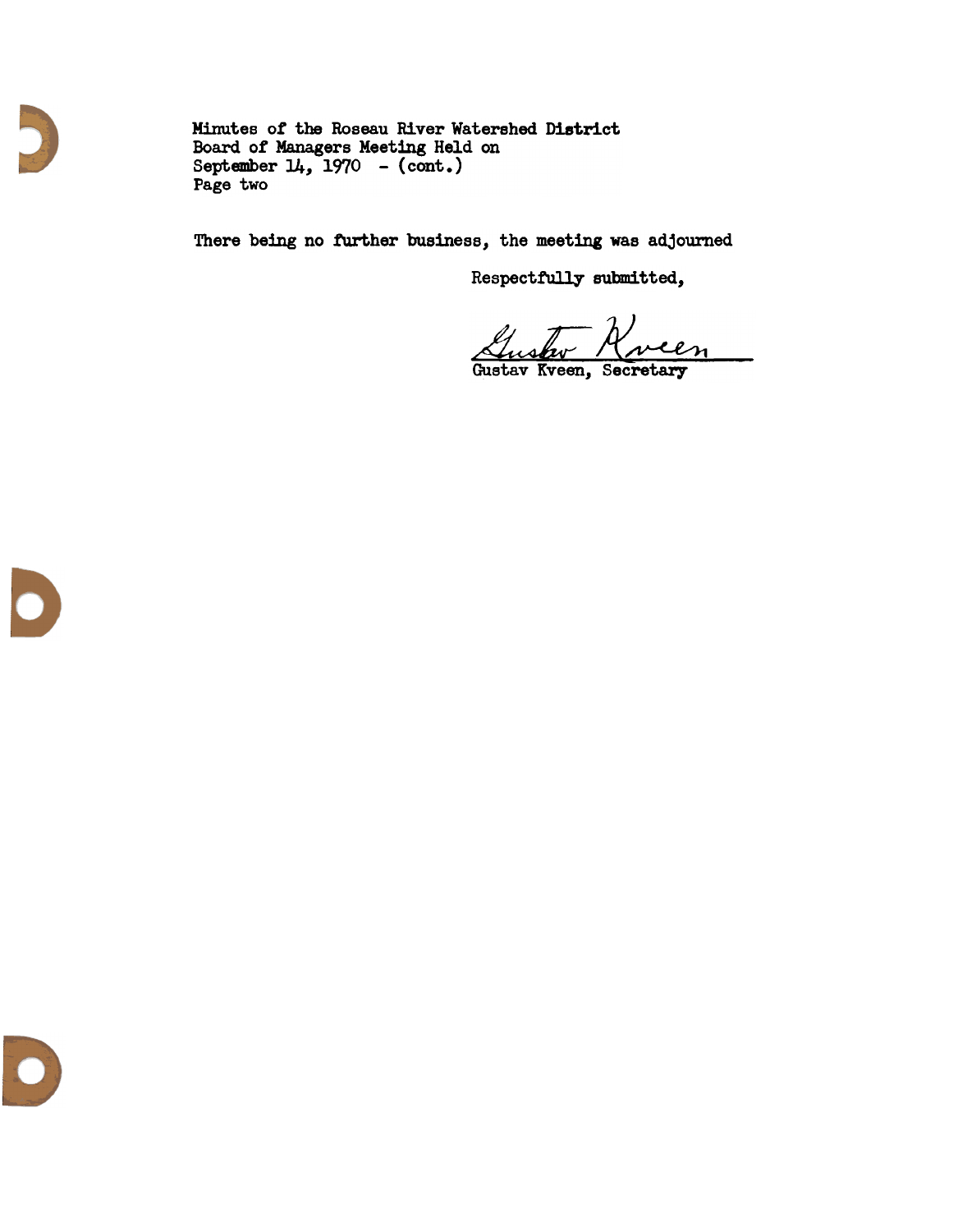Minutes of the Roseau River Watershed District
Board of Managers Meeting Held on
September 14, 1970 - (cont.)
Page two

There being no further business, the meeting was adjourned

Respectfully submitted,

Gustav Kveen

Gustav Kveen, Secretary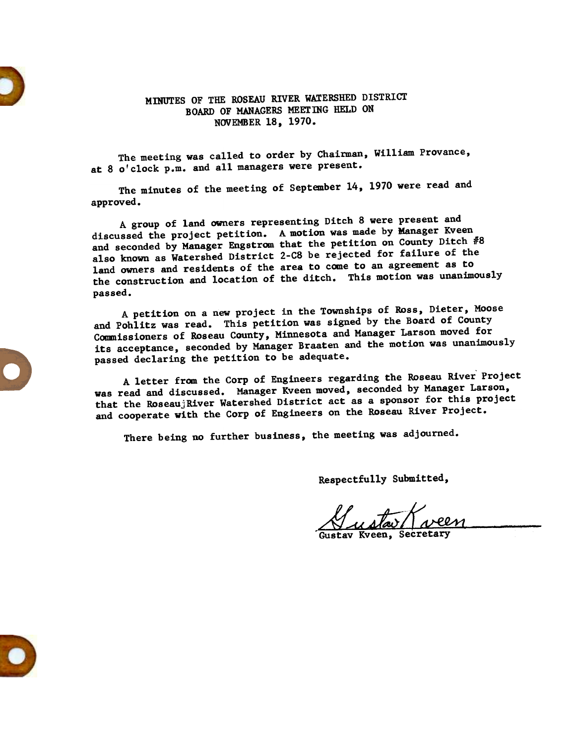# MINUTES OF THE ROSEAU RIVER WATERSHED DISTRICT BOARD OF MANAGERS MEETING HELD ON NOVEMBER 18, 1970.

The meeting was called to order by Chairman, William Provance, at 8 o'clock p.m. and all managers were present.

The minutes of the meeting of September 14, 1970 were read and approved.

A group of land owners representing Ditch 8 were present and discussed the project petition. A motion was made by Manager Kveen and seconded by Manager Engstrom that the petition on County Ditch #8 also known as Watershed District 2-C8 be rejected for failure of the land owners and residents of the area to come to an agreement as to the construction and location of the ditch. This motion was unanimously passed.

A petition on a new project in the Townships of Ross, Dieter, Moose and Pohlitz was read. This petition was signed by the Board of County Commissioners of Roseau County, Minnesota and Manager Larson moved for its acceptance, seconded by Manager Braaten and the motion was unanimously passed declaring the petition to be adequate.

A letter from the Corp of Engineers regarding the Roseau River Project was read and discussed. Manager Kveen moved, seconded by Manager Larson, that the Roseau River Watershed District act as a sponsor for this project and cooperate with the Corp of Engineers on the Roseau River Project.

There being no further business, the meeting was adjourned.

Respectfully Submitted,

Gustav Kveen

Gustav Kveen, Secretary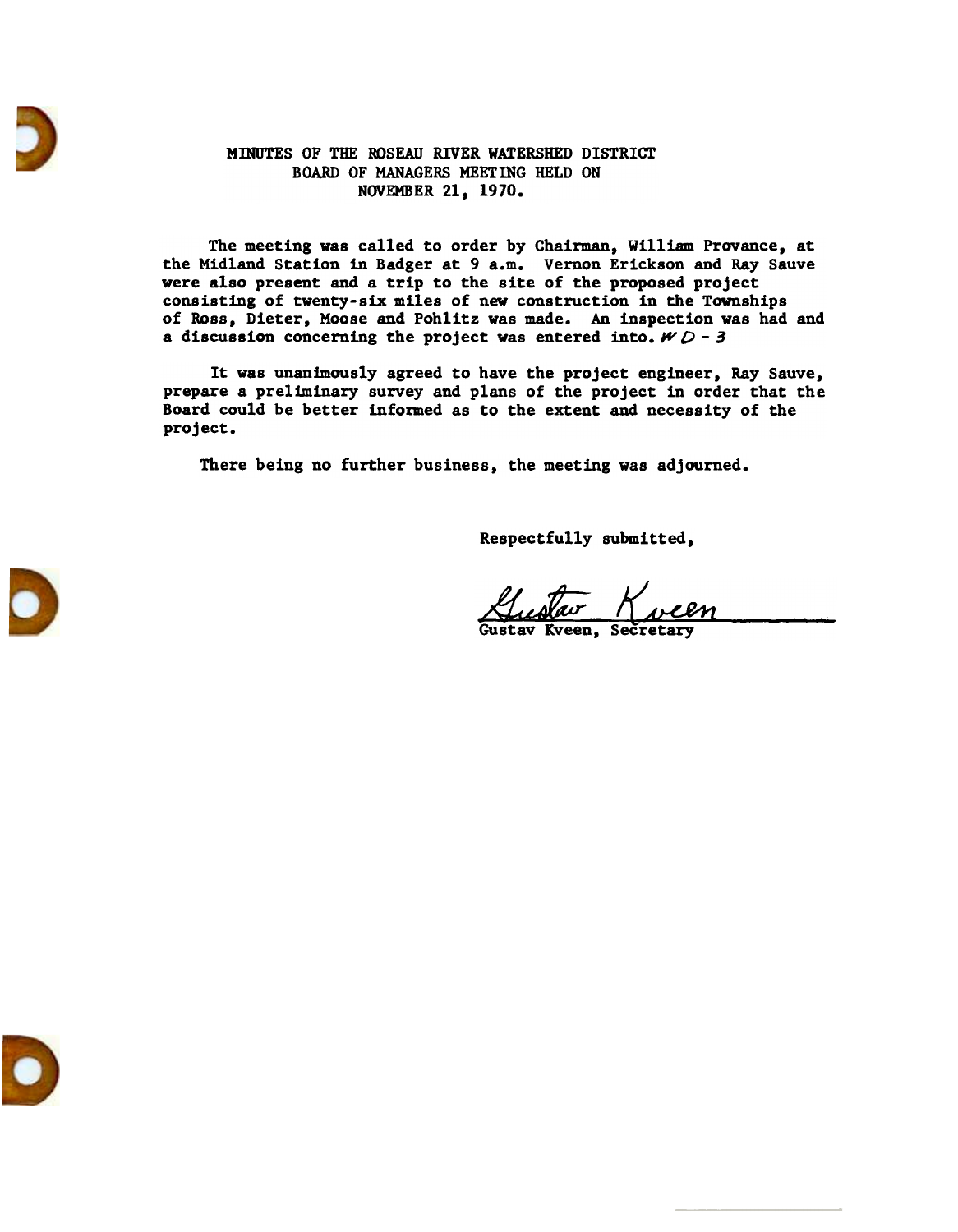# MINUTES OF THE ROSEAU RIVER WATERSHED DISTRICT BOARD OF MANAGERS MEETING HELD ON NOVEMBER 21, 1970.

The meeting was called to order by Chairman, William Provance, at the Midland Station in Badger at 9 a.m. Vernon Erickson and Ray Sauve were also present and a trip to the site of the proposed project consisting of twenty-six miles of new construction in the Townships of Ross, Dieter, Moose and Pohlitz was made. An inspection was had and a discussion concerning the project was entered into. *WD - 3*

It was unanimously agreed to have the project engineer, Ray Sauve, prepare a preliminary survey and plans of the project in order that the Board could be better informed as to the extent and necessity of the project.

There being no further business, the meeting was adjourned.

Respectfully submitted,

*Gustav Kveen*

Gustav Kveen, Secretary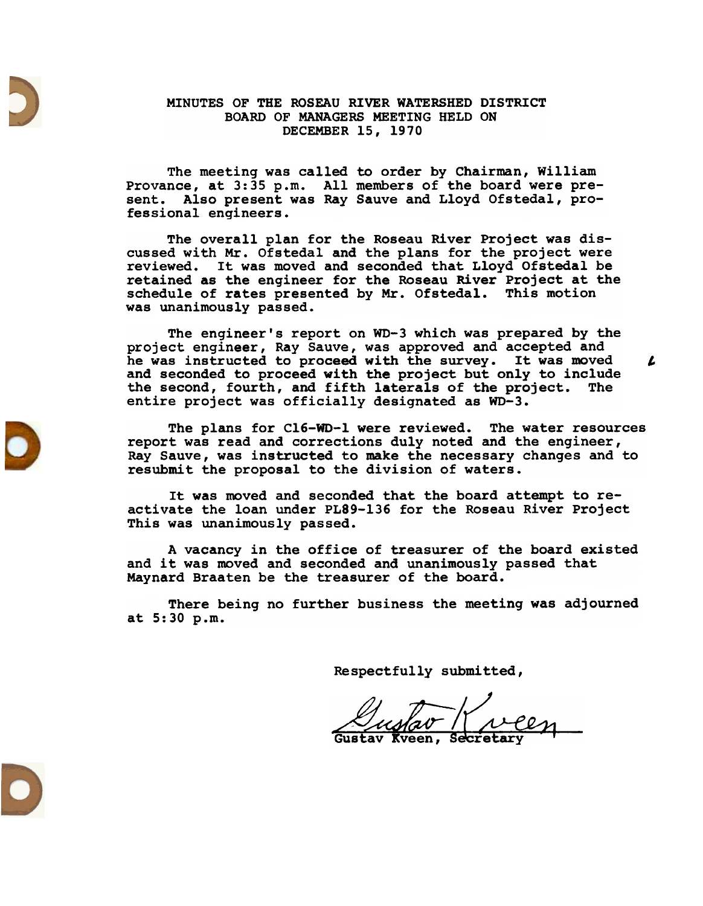# MINUTES OF THE ROSEAU RIVER WATERSHED DISTRICT BOARD OF MANAGERS MEETING HELD ON DECEMBER 15, 1970

The meeting was called to order by Chairman, William Provance, at 3:35 p.m. All members of the board were present. Also present was Ray Sauve and Lloyd Ofstedal, professional engineers.

The overall plan for the Roseau River Project was discussed with Mr. Ofstedal and the plans for the project were reviewed. It was moved and seconded that Lloyd Ofstedal be retained as the engineer for the Roseau River Project at the schedule of rates presented by Mr. Ofstedal. This motion was unanimously passed.

The engineer's report on WD-3 which was prepared by the project engineer, Ray Sauve, was approved and accepted and he was instructed to proceed with the survey. It was moved and seconded to proceed with the project but only to include the second, fourth, and fifth laterals of the project. The entire project was officially designated as WD-3.

The plans for C16-WD-1 were reviewed. The water resources report was read and corrections duly noted and the engineer, Ray Sauve, was instructed to make the necessary changes and to resubmit the proposal to the division of waters.

It was moved and seconded that the board attempt to reactivate the loan under PL89-136 for the Roseau River Project This was unanimously passed.

A vacancy in the office of treasurer of the board existed and it was moved and seconded and unanimously passed that Maynard Braaten be the treasurer of the board.

There being no further business the meeting was adjourned at 5:30 p.m.

Respectfully submitted,

Gustav Kveen, Secretary